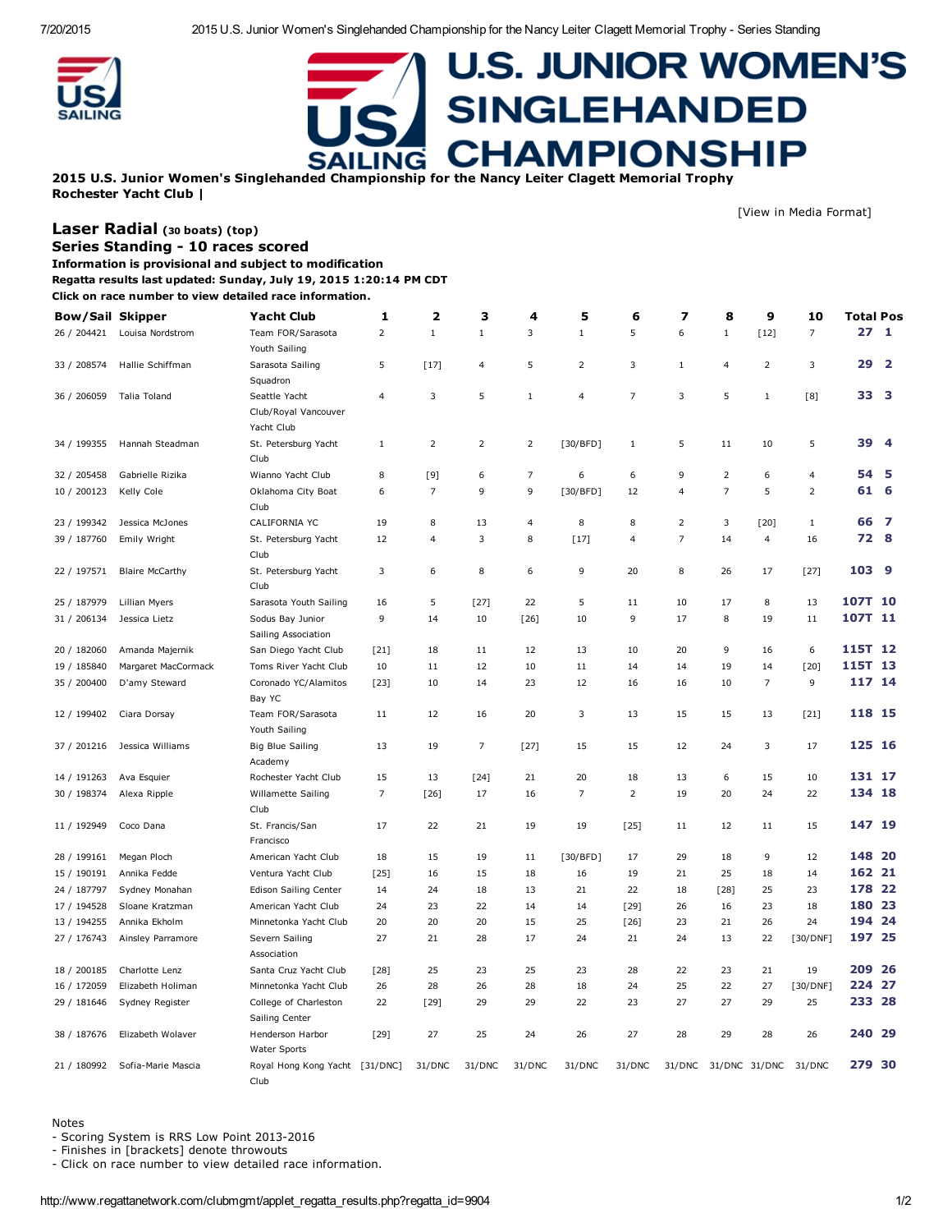# U.S. JUNIOR WOMEN'S SINGLEHANDED CHAMPIONSHIP

**2015 U.S. Junior Women's Singlehanded Championship for the Nancy Leiter Clagett Memorial Trophy**
**Rochester Yacht Club |**

[View in Media Format]

## Laser Radial (30 boats) (top)

### Series Standing - 10 races scored

**Information is provisional and subject to modification**
**Regatta results last updated: Sunday, July 19, 2015 1:20:14 PM CDT**
**Click on race number to view detailed race information.**

| Bow/Sail | Skipper | Yacht Club | 1 | 2 | 3 | 4 | 5 | 6 | 7 | 8 | 9 | 10 | Total | Pos |
|---|---|---|---|---|---|---|---|---|---|---|---|---|---|---|
| 26 / 204421 | Louisa Nordstrom | Team FOR/Sarasota Youth Sailing | 2 | 1 | 1 | 3 | 1 | 5 | 6 | 1 | [12] | 7 | 27 | 1 |
| 33 / 208574 | Hallie Schiffman | Sarasota Sailing Squadron | 5 | [17] | 4 | 5 | 2 | 3 | 1 | 4 | 2 | 3 | 29 | 2 |
| 36 / 206059 | Talia Toland | Seattle Yacht Club/Royal Vancouver Yacht Club | 4 | 3 | 5 | 1 | 4 | 7 | 3 | 5 | 1 | [8] | 33 | 3 |
| 34 / 199355 | Hannah Steadman | St. Petersburg Yacht Club | 1 | 2 | 2 | 2 | [30/BFD] | 1 | 5 | 11 | 10 | 5 | 39 | 4 |
| 32 / 205458 | Gabrielle Rizika | Wianno Yacht Club | 8 | [9] | 6 | 7 | 6 | 6 | 9 | 2 | 6 | 4 | 54 | 5 |
| 10 / 200123 | Kelly Cole | Oklahoma City Boat Club | 6 | 7 | 9 | 9 | [30/BFD] | 12 | 4 | 7 | 5 | 2 | 61 | 6 |
| 23 / 199342 | Jessica McJones | CALIFORNIA YC | 19 | 8 | 13 | 4 | 8 | 8 | 2 | 3 | [20] | 1 | 66 | 7 |
| 39 / 187760 | Emily Wright | St. Petersburg Yacht Club | 12 | 4 | 3 | 8 | [17] | 4 | 7 | 14 | 4 | 16 | 72 | 8 |
| 22 / 197571 | Blaire McCarthy | St. Petersburg Yacht Club | 3 | 6 | 8 | 6 | 9 | 20 | 8 | 26 | 17 | [27] | 103 | 9 |
| 25 / 187979 | Lillian Myers | Sarasota Youth Sailing | 16 | 5 | [27] | 22 | 5 | 11 | 10 | 17 | 8 | 13 | 107T | 10 |
| 31 / 206134 | Jessica Lietz | Sodus Bay Junior Sailing Association | 9 | 14 | 10 | [26] | 10 | 9 | 17 | 8 | 19 | 11 | 107T | 11 |
| 20 / 182060 | Amanda Majernik | San Diego Yacht Club | [21] | 18 | 11 | 12 | 13 | 10 | 20 | 9 | 16 | 6 | 115T | 12 |
| 19 / 185840 | Margaret MacCormack | Toms River Yacht Club | 10 | 11 | 12 | 10 | 11 | 14 | 14 | 19 | 14 | [20] | 115T | 13 |
| 35 / 200400 | D'amy Steward | Coronado YC/Alamitos Bay YC | [23] | 10 | 14 | 23 | 12 | 16 | 16 | 10 | 7 | 9 | 117 | 14 |
| 12 / 199402 | Ciara Dorsay | Team FOR/Sarasota Youth Sailing | 11 | 12 | 16 | 20 | 3 | 13 | 15 | 15 | 13 | [21] | 118 | 15 |
| 37 / 201216 | Jessica Williams | Big Blue Sailing Academy | 13 | 19 | 7 | [27] | 15 | 15 | 12 | 24 | 3 | 17 | 125 | 16 |
| 14 / 191263 | Ava Esquier | Rochester Yacht Club | 15 | 13 | [24] | 21 | 20 | 18 | 13 | 6 | 15 | 10 | 131 | 17 |
| 30 / 198374 | Alexa Ripple | Willamette Sailing Club | 7 | [26] | 17 | 16 | 7 | 2 | 19 | 20 | 24 | 22 | 134 | 18 |
| 11 / 192949 | Coco Dana | St. Francis/San Francisco | 17 | 22 | 21 | 19 | 19 | [25] | 11 | 12 | 11 | 15 | 147 | 19 |
| 28 / 199161 | Megan Ploch | American Yacht Club | 18 | 15 | 19 | 11 | [30/BFD] | 17 | 29 | 18 | 9 | 12 | 148 | 20 |
| 15 / 190191 | Annika Fedde | Ventura Yacht Club | [25] | 16 | 15 | 18 | 16 | 19 | 21 | 25 | 18 | 14 | 162 | 21 |
| 24 / 187797 | Sydney Monahan | Edison Sailing Center | 14 | 24 | 18 | 13 | 21 | 22 | 18 | [28] | 25 | 23 | 178 | 22 |
| 17 / 194528 | Sloane Kratzman | American Yacht Club | 24 | 23 | 22 | 14 | 14 | [29] | 26 | 16 | 23 | 18 | 180 | 23 |
| 13 / 194255 | Annika Ekholm | Minnetonka Yacht Club | 20 | 20 | 20 | 15 | 25 | [26] | 23 | 21 | 26 | 24 | 194 | 24 |
| 27 / 176743 | Ainsley Parramore | Severn Sailing Association | 27 | 21 | 28 | 17 | 24 | 21 | 24 | 13 | 22 | [30/DNF] | 197 | 25 |
| 18 / 200185 | Charlotte Lenz | Santa Cruz Yacht Club | [28] | 25 | 23 | 25 | 23 | 28 | 22 | 23 | 21 | 19 | 209 | 26 |
| 16 / 172059 | Elizabeth Holiman | Minnetonka Yacht Club | 26 | 28 | 26 | 28 | 18 | 24 | 25 | 22 | 27 | [30/DNF] | 224 | 27 |
| 29 / 181646 | Sydney Register | College of Charleston Sailing Center | 22 | [29] | 29 | 29 | 22 | 23 | 27 | 27 | 29 | 25 | 233 | 28 |
| 38 / 187676 | Elizabeth Wolaver | Henderson Harbor Water Sports | [29] | 27 | 25 | 24 | 26 | 27 | 28 | 29 | 28 | 26 | 240 | 29 |
| 21 / 180992 | Sofia-Marie Mascia | Royal Hong Kong Yacht Club | [31/DNC] | 31/DNC | 31/DNC | 31/DNC | 31/DNC | 31/DNC | 31/DNC | 31/DNC | 31/DNC | 31/DNC | 279 | 30 |

Notes
- Scoring System is RRS Low Point 2013-2016
- Finishes in [brackets] denote throwouts
- Click on race number to view detailed race information.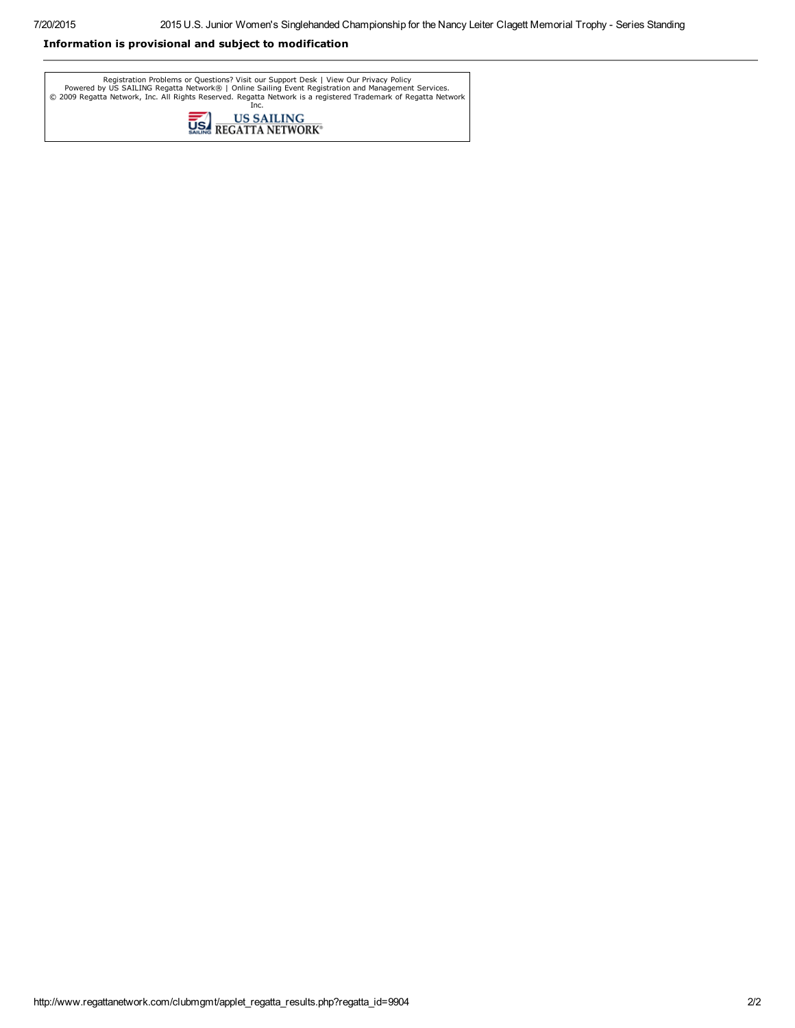**Information is provisional and subject to modification**

---

Registration Problems or Questions? Visit our Support Desk | View Our Privacy Policy
Powered by US SAILING Regatta Network® | Online Sailing Event Registration and Management Services.
© 2009 Regatta Network, Inc. All Rights Reserved. Regatta Network is a registered Trademark of Regatta Network Inc.

US SAILING REGATTA NETWORK®